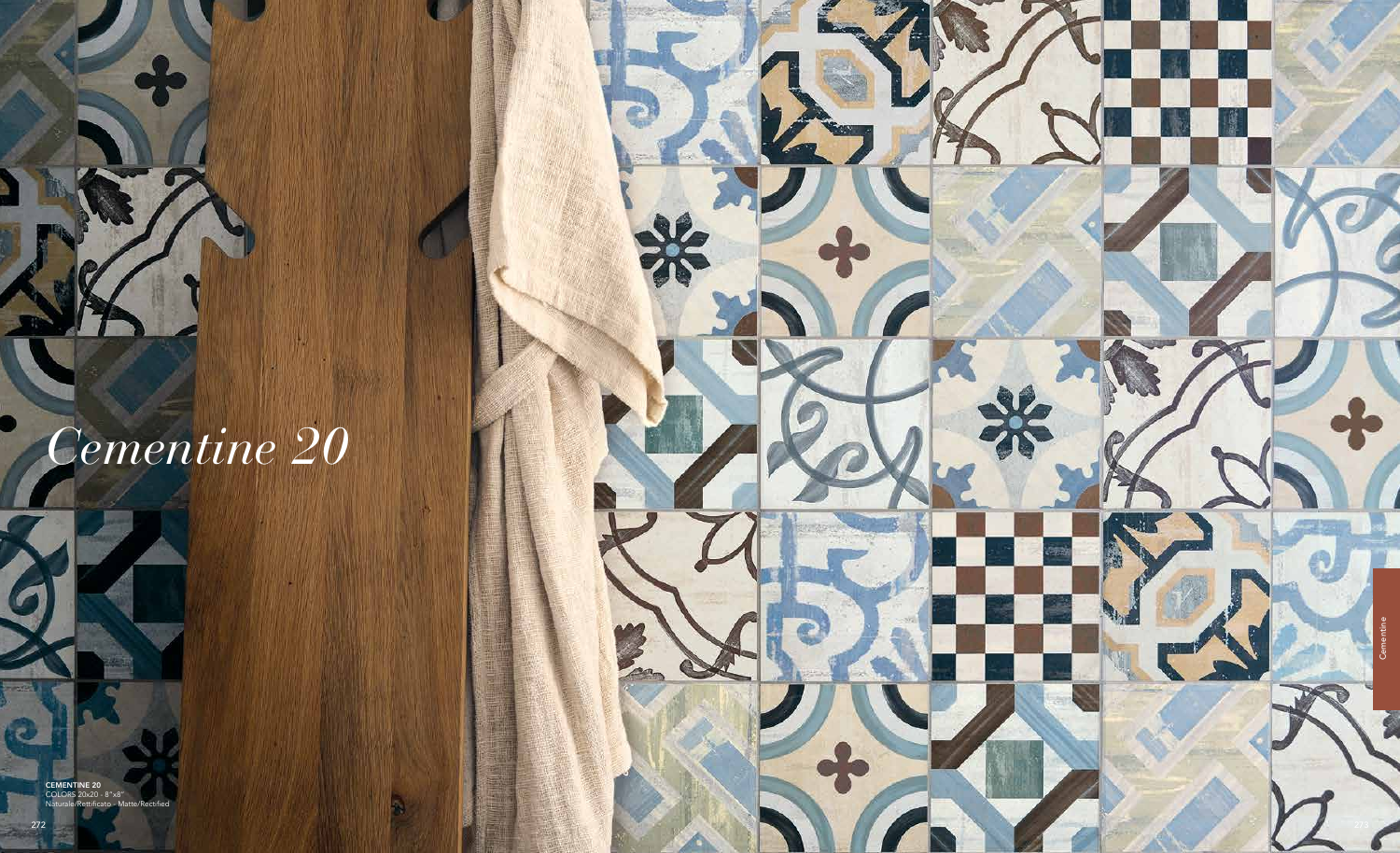# *Cementine 20*

**CEMENTINE 20**
COLORS 20x20 - 8"x8"
Naturale/Rettificato - Matte/Rectified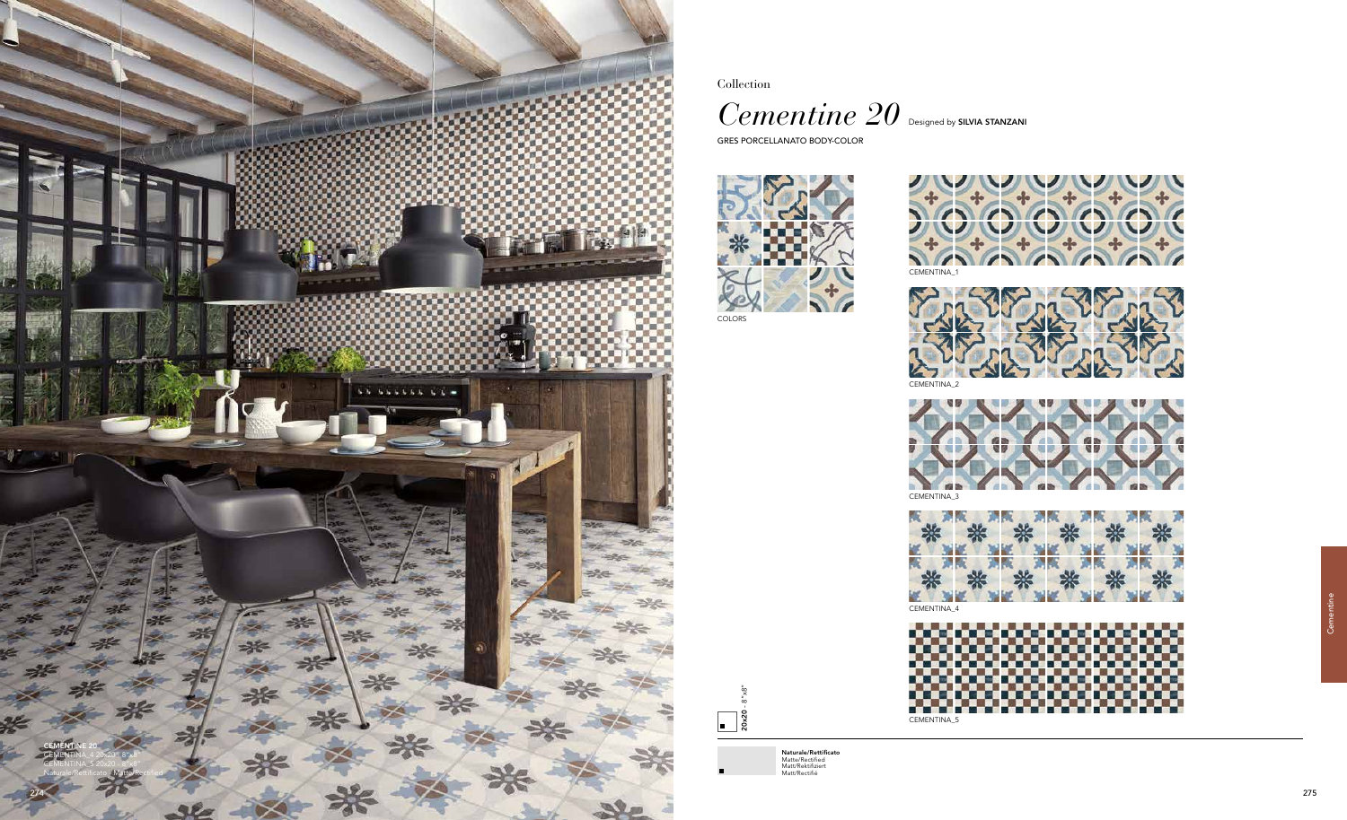CEMENTINE 20
CEMENTINA_4 20x20 - 8"x8"
CEMENTINA_5 20x20 - 8"x8"
Naturale/Rettificato - Matte/Rectified

Collection

# *Cementine 20* Designed by **SILVIA STANZANI**

GRES PORCELLANATO BODY-COLOR

COLORS

CEMENTINA_1

CEMENTINA_2

CEMENTINA_3

CEMENTINA_4

CEMENTINA_5

**20x20** - 8"x8"

**Naturale/Rettificato**
Matte/Rectified
Matt/Rektifiziert
Matt/Rectifié

Cementine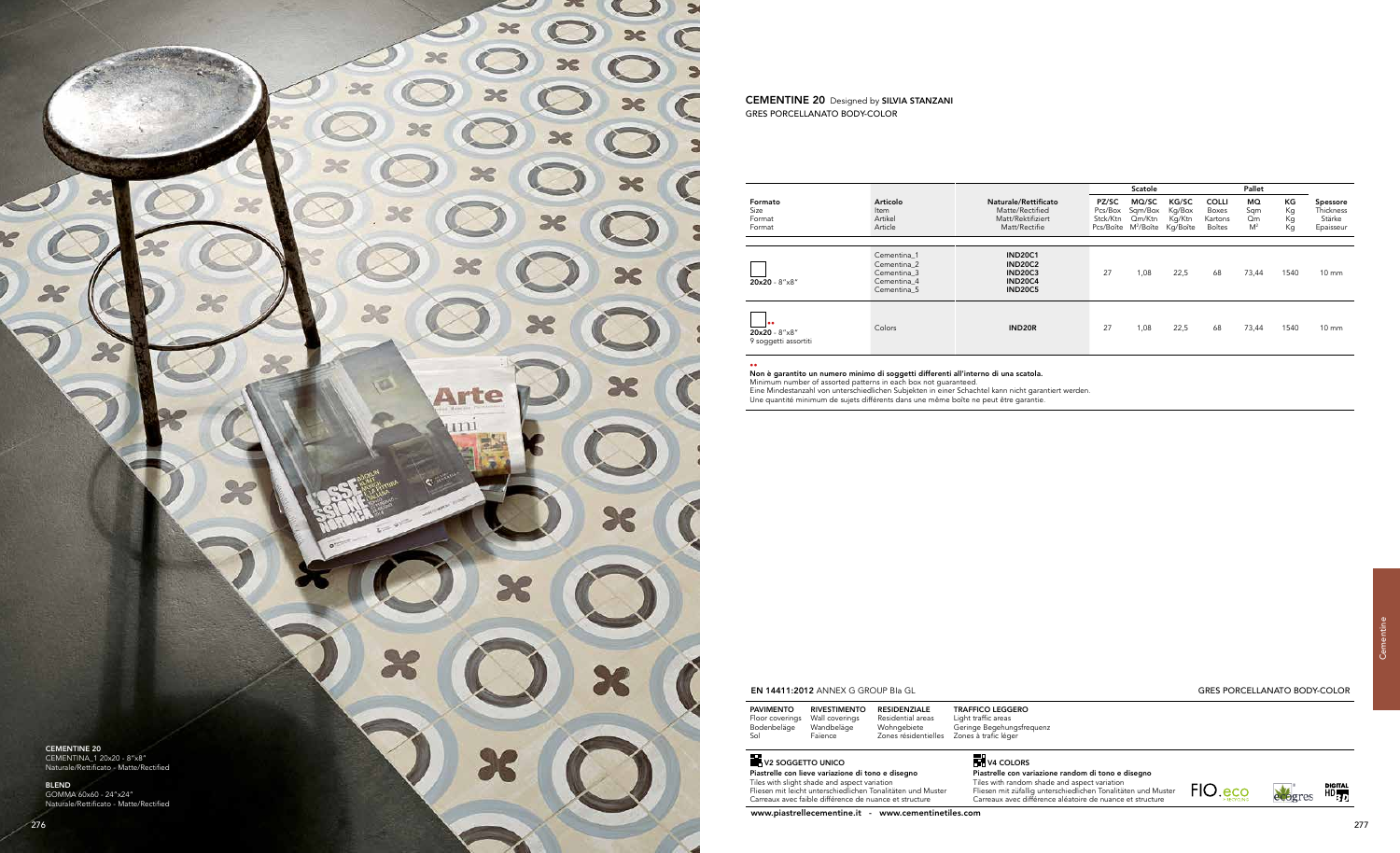CEMENTINE 20
CEMENTINA_1 20x20 - 8"x8"
Naturale/Rettificato - Matte/Rectified

BLEND
GOMMA 60x60 - 24"x24"
Naturale/Rettificato - Matte/Rectified

## CEMENTINE 20 Designed by SILVIA STANZANI

GRES PORCELLANATO BODY-COLOR

| Formato Size Format Format | Articolo Item Artikel Article | Naturale/Rettificato Matte/Rectified Matt/Rektifiziert Matt/Rectifie | Scatole | | | Pallet | | | Spessore Thickness Stärke Epaisseur |
|---|---|---|---|---|---|---|---|---|---|
| | | | PZ/SC Pcs/Box Stck/Ktn Pcs/Boîte | MQ/SC Sqm/Box Qm/Ktn M²/Boîte | KG/SC Kg/Box Kg/Ktn Kg/Boîte | COLLI Boxes Kartons Boîtes | MQ Sqm Qm M² | KG Kg Kg Kg | |
| 20x20 - 8"x8" | Cementina_1 Cementina_2 Cementina_3 Cementina_4 Cementina_5 | IND20C1 IND20C2 IND20C3 IND20C4 IND20C5 | 27 | 1,08 | 22,5 | 68 | 73,44 | 1540 | 10 mm |
| 20x20 - 8"x8" 9 soggetti assortiti •• | Colors | IND20R | 27 | 1,08 | 22,5 | 68 | 73,44 | 1540 | 10 mm |

••
**Non è garantito un numero minimo di soggetti differenti all'interno di una scatola.**
Minimum number of assorted patterns in each box not guaranteed.
Eine Mindestanzahl von unterschiedlichen Subjekten in einer Schachtel kann nicht garantiert werden.
Une quantité minimum de sujets différents dans une même boîte ne peut être garantie.

**EN 14411:2012** ANNEX G GROUP BIa GL — GRES PORCELLANATO BODY-COLOR

**PAVIMENTO**
Floor coverings
Bodenbeläge
Sol

**RIVESTIMENTO**
Wall coverings
Wandbeläge
Faience

**RESIDENZIALE**
Residential areas
Wohngebiete
Zones résidentielles

**TRAFFICO LEGGERO**
Light traffic areas
Geringe Begehungsfrequenz
Zones à trafic léger

**V2 SOGGETTO UNICO**
**Piastrelle con lieve variazione di tono e disegno**
Tiles with slight shade and aspect variation
Fliesen mit leicht unterschiedlichen Tonalitäten und Muster
Carreaux avec faible différence de nuance et structure

**V4 COLORS**
**Piastrelle con variazione random di tono e disegno**
Tiles with random shade and aspect variation
Fliesen mit zufällig unterschiedlichen Tonalitäten und Muster
Carreaux avec différence aléatoire de nuance et structure

FIO.eco — ecogres — DIGITAL HD

www.piastrellecementine.it - www.cementinetiles.com

Cementine